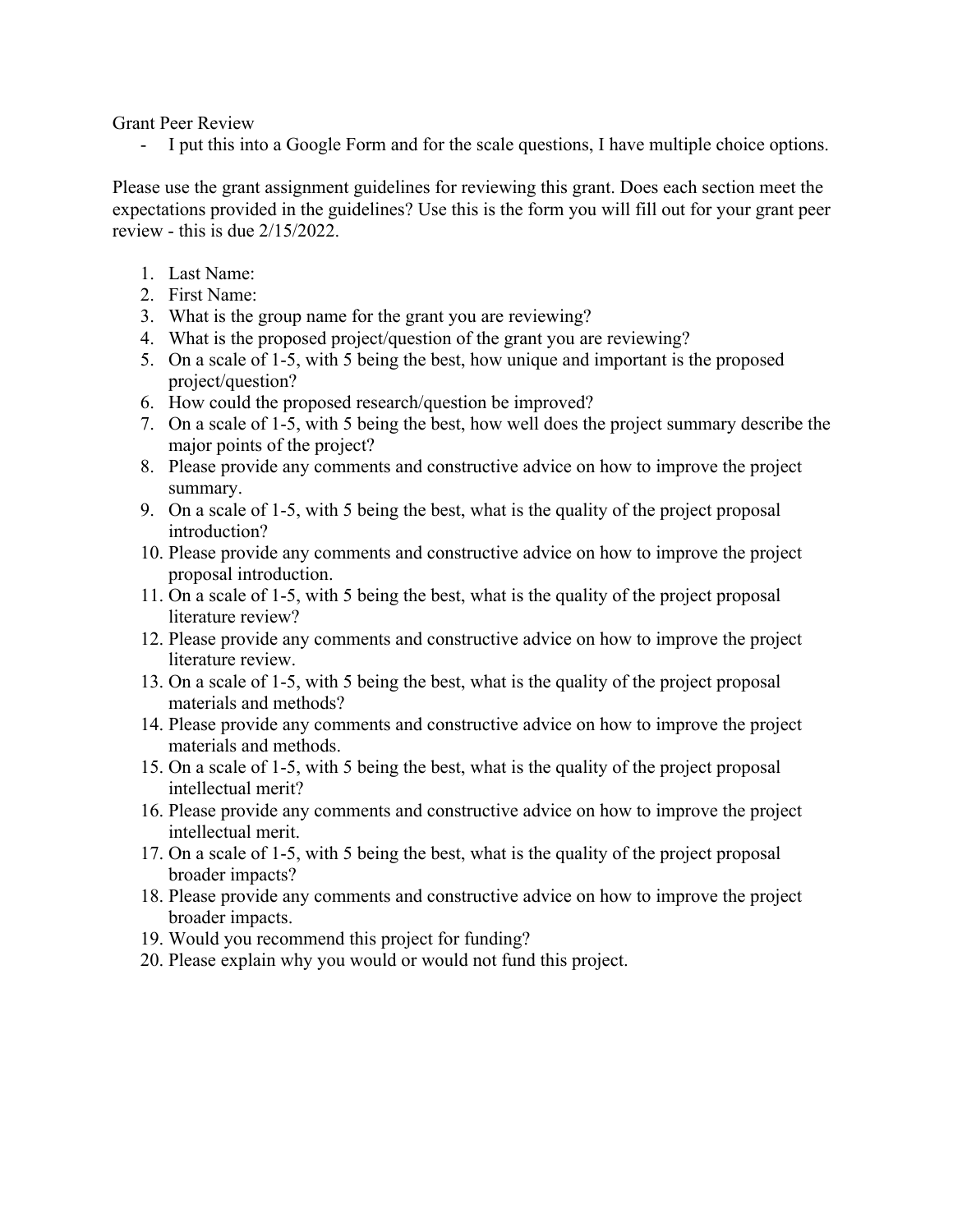Grant Peer Review

- I put this into a Google Form and for the scale questions, I have multiple choice options.

Please use the grant assignment guidelines for reviewing this grant. Does each section meet the expectations provided in the guidelines? Use this is the form you will fill out for your grant peer review - this is due 2/15/2022.

1. Last Name:
2. First Name:
3. What is the group name for the grant you are reviewing?
4. What is the proposed project/question of the grant you are reviewing?
5. On a scale of 1-5, with 5 being the best, how unique and important is the proposed project/question?
6. How could the proposed research/question be improved?
7. On a scale of 1-5, with 5 being the best, how well does the project summary describe the major points of the project?
8. Please provide any comments and constructive advice on how to improve the project summary.
9. On a scale of 1-5, with 5 being the best, what is the quality of the project proposal introduction?
10. Please provide any comments and constructive advice on how to improve the project proposal introduction.
11. On a scale of 1-5, with 5 being the best, what is the quality of the project proposal literature review?
12. Please provide any comments and constructive advice on how to improve the project literature review.
13. On a scale of 1-5, with 5 being the best, what is the quality of the project proposal materials and methods?
14. Please provide any comments and constructive advice on how to improve the project materials and methods.
15. On a scale of 1-5, with 5 being the best, what is the quality of the project proposal intellectual merit?
16. Please provide any comments and constructive advice on how to improve the project intellectual merit.
17. On a scale of 1-5, with 5 being the best, what is the quality of the project proposal broader impacts?
18. Please provide any comments and constructive advice on how to improve the project broader impacts.
19. Would you recommend this project for funding?
20. Please explain why you would or would not fund this project.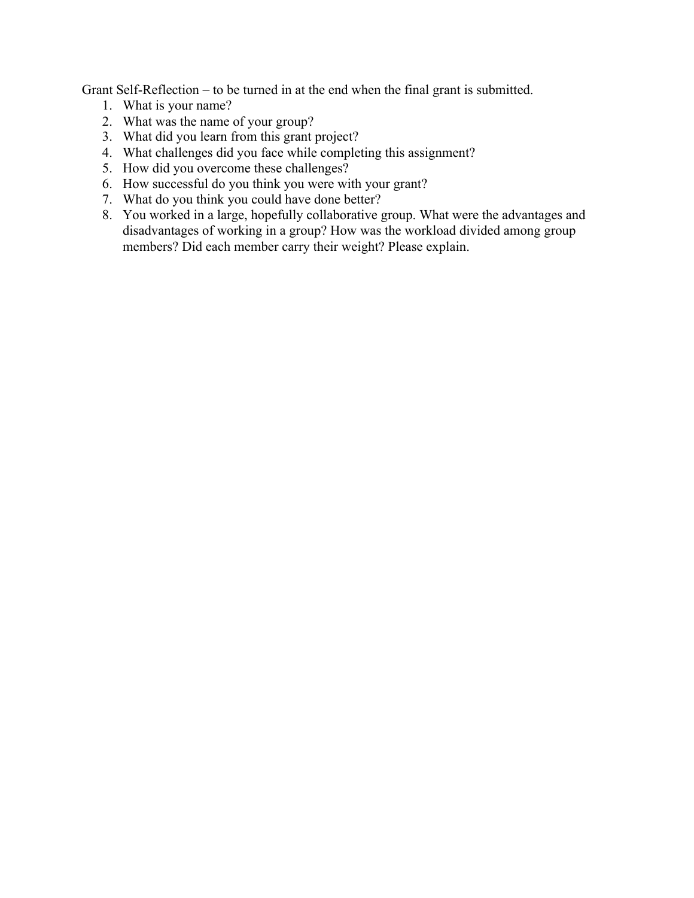Grant Self-Reflection – to be turned in at the end when the final grant is submitted.

1. What is your name?
2. What was the name of your group?
3. What did you learn from this grant project?
4. What challenges did you face while completing this assignment?
5. How did you overcome these challenges?
6. How successful do you think you were with your grant?
7. What do you think you could have done better?
8. You worked in a large, hopefully collaborative group. What were the advantages and disadvantages of working in a group? How was the workload divided among group members? Did each member carry their weight? Please explain.